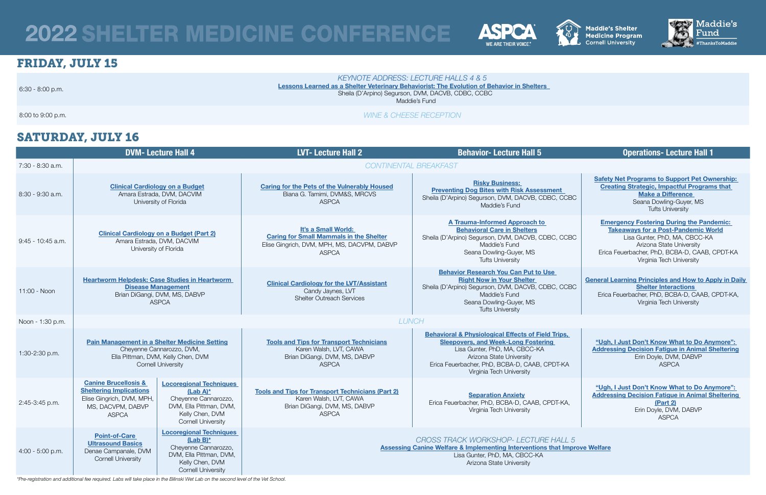# 2022 SHELTER MEDICINE CONFERENCE

ASPCA — WE ARE THEIR VOICE®

Maddie's Shelter Medicine Program Cornell University

Maddie's Fund #ThanksToMaddie

## FRIDAY, JULY 15

| | |
|---|---|
| 6:30 - 8:00 p.m. | *KEYNOTE ADDRESS: LECTURE HALLS 4 & 5*<br>**Lessons Learned as a Shelter Veterinary Behaviorist: The Evolution of Behavior in Shelters**<br>Sheila (D'Arpino) Segurson, DVM, DACVB, CDBC, CCBC<br>Maddie's Fund |
| 8:00 to 9:00 p.m. | *WINE & CHEESE RECEPTION* |

## SATURDAY, JULY 16

| | DVM- Lecture Hall 4 | LVT- Lecture Hall 2 | Behavior- Lecture Hall 5 | Operations- Lecture Hall 1 |
|---|---|---|---|---|
| 7:30 - 8:30 a.m. | *CONTINENTAL BREAKFAST* | | | |
| 8:30 - 9:30 a.m. | **Clinical Cardiology on a Budget**<br>Amara Estrada, DVM, DACVIM<br>University of Florida | **Caring for the Pets of the Vulnerably Housed**<br>Biana G. Tamimi, DVM&S, MRCVS<br>ASPCA | **Risky Business: Preventing Dog Bites with Risk Assessment**<br>Sheila (D'Arpino) Segurson, DVM, DACVB, CDBC, CCBC<br>Maddie's Fund | **Safety Net Programs to Support Pet Ownership: Creating Strategic, Impactful Programs that Make a Difference**<br>Seana Dowling-Guyer, MS<br>Tufts University |
| 9:45 - 10:45 a.m. | **Clinical Cardiology on a Budget (Part 2)**<br>Amara Estrada, DVM, DACVIM<br>University of Florida | **It's a Small World: Caring for Small Mammals in the Shelter**<br>Elise Gingrich, DVM, MPH, MS, DACVPM, DABVP<br>ASPCA | **A Trauma-Informed Approach to Behavioral Care in Shelters**<br>Sheila (D'Arpino) Segurson, DVM, DACVB, CDBC, CCBC<br>Maddie's Fund<br>Seana Dowling-Guyer, MS<br>Tufts University | **Emergency Fostering During the Pandemic: Takeaways for a Post-Pandemic World**<br>Lisa Gunter, PhD, MA, CBCC-KA<br>Arizona State University<br>Erica Feuerbacher, PhD, BCBA-D, CAAB, CPDT-KA<br>Virginia Tech University |
| 11:00 - Noon | **Heartworm Helpdesk: Case Studies in Heartworm Disease Management**<br>Brian DiGangi, DVM, MS, DABVP<br>ASPCA | **Clinical Cardiology for the LVT/Assistant**<br>Candy Jaynes, LVT<br>Shelter Outreach Services | **Behavior Research You Can Put to Use Right Now in Your Shelter**<br>Sheila (D'Arpino) Segurson, DVM, DACVB, CDBC, CCBC<br>Maddie's Fund<br>Seana Dowling-Guyer, MS<br>Tufts University | **General Learning Principles and How to Apply in Daily Shelter Interactions**<br>Erica Feuerbacher, PhD, BCBA-D, CAAB, CPDT-KA,<br>Virginia Tech University |
| Noon - 1:30 p.m. | *LUNCH* | | | |
| 1:30-2:30 p.m. | **Pain Management in a Shelter Medicine Setting**<br>Cheyenne Cannarozzo, DVM,<br>Ella Pittman, DVM, Kelly Chen, DVM<br>Cornell University | **Tools and Tips for Transport Technicians**<br>Karen Walsh, LVT, CAWA<br>Brian DiGangi, DVM, MS, DABVP<br>ASPCA | **Behavioral & Physiological Effects of Field Trips, Sleepovers, and Week-Long Fostering**<br>Lisa Gunter, PhD, MA, CBCC-KA<br>Arizona State University<br>Erica Feuerbacher, PhD, BCBA-D, CAAB, CPDT-KA<br>Virginia Tech University | **"Ugh, I Just Don't Know What to Do Anymore": Addressing Decision Fatigue in Animal Sheltering**<br>Erin Doyle, DVM, DABVP<br>ASPCA |
| 2:45-3:45 p.m. | **Canine Brucellosis & Sheltering Implications**<br>Elise Gingrich, DVM, MPH, MS, DACVPM, DABVP<br>ASPCA<br><br>**Locoregional Techniques (Lab A)***<br>Cheyenne Cannarozzo, DVM, Ella Pittman, DVM, Kelly Chen, DVM<br>Cornell University | **Tools and Tips for Transport Technicians (Part 2)**<br>Karen Walsh, LVT, CAWA<br>Brian DiGangi, DVM, MS, DABVP<br>ASPCA | **Separation Anxiety**<br>Erica Feuerbacher, PhD, BCBA-D, CAAB, CPDT-KA,<br>Virginia Tech University | **"Ugh, I Just Don't Know What to Do Anymore": Addressing Decision Fatigue in Animal Sheltering (Part 2)**<br>Erin Doyle, DVM, DABVP<br>ASPCA |
| 4:00 - 5:00 p.m. | **Point-of-Care Ultrasound Basics**<br>Denae Campanale, DVM<br>Cornell University<br><br>**Locoregional Techniques (Lab B)***<br>Cheyenne Cannarozzo, DVM, Ella Pittman, DVM, Kelly Chen, DVM<br>Cornell University | *CROSS TRACK WORKSHOP- LECTURE HALL 5*<br>**Assessing Canine Welfare & Implementing Interventions that Improve Welfare**<br>Lisa Gunter, PhD, MA, CBCC-KA<br>Arizona State University | | |

*Pre-registration and additional fee required. Labs will take place in the Bilinski Wet Lab on the second level of the Vet School.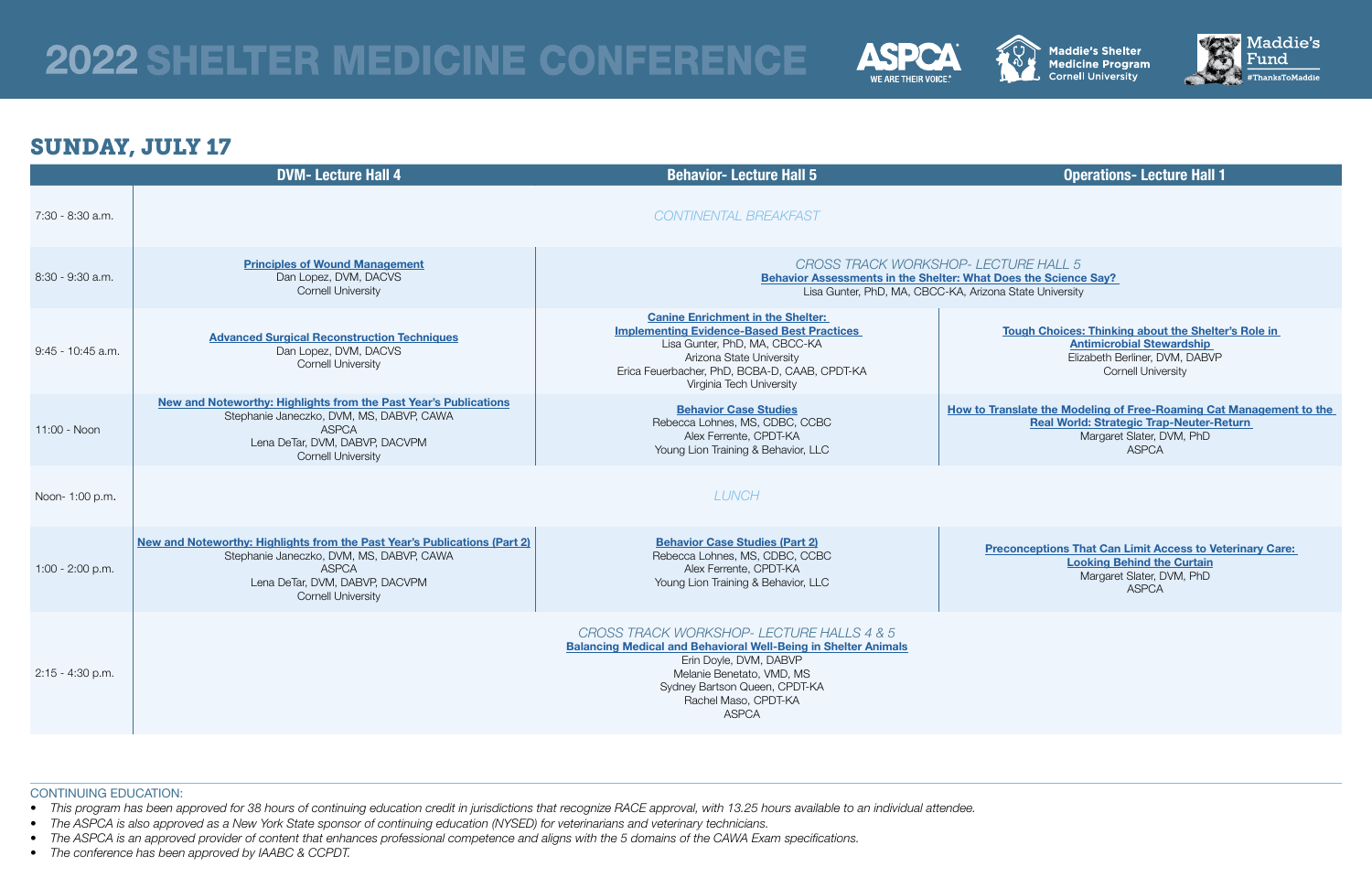# 2022 SHELTER MEDICINE CONFERENCE

## SUNDAY, JULY 17

| | DVM- Lecture Hall 4 | Behavior- Lecture Hall 5 | Operations- Lecture Hall 1 |
|---|---|---|---|
| 7:30 - 8:30 a.m. | *CONTINENTAL BREAKFAST* | | |
| 8:30 - 9:30 a.m. | **Principles of Wound Management** Dan Lopez, DVM, DACVS Cornell University | *CROSS TRACK WORKSHOP- LECTURE HALL 5* **Behavior Assessments in the Shelter: What Does the Science Say?** Lisa Gunter, PhD, MA, CBCC-KA, Arizona State University | |
| 9:45 - 10:45 a.m. | **Advanced Surgical Reconstruction Techniques** Dan Lopez, DVM, DACVS Cornell University | **Canine Enrichment in the Shelter: Implementing Evidence-Based Best Practices** Lisa Gunter, PhD, MA, CBCC-KA Arizona State University Erica Feuerbacher, PhD, BCBA-D, CAAB, CPDT-KA Virginia Tech University | **Tough Choices: Thinking about the Shelter's Role in Antimicrobial Stewardship** Elizabeth Berliner, DVM, DABVP Cornell University |
| 11:00 - Noon | **New and Noteworthy: Highlights from the Past Year's Publications** Stephanie Janeczko, DVM, MS, DABVP, CAWA ASPCA Lena DeTar, DVM, DABVP, DACVPM Cornell University | **Behavior Case Studies** Rebecca Lohnes, MS, CDBC, CCBC Alex Ferrente, CPDT-KA Young Lion Training & Behavior, LLC | **How to Translate the Modeling of Free-Roaming Cat Management to the Real World: Strategic Trap-Neuter-Return** Margaret Slater, DVM, PhD ASPCA |
| Noon- 1:00 p.m. | *LUNCH* | | |
| 1:00 - 2:00 p.m. | **New and Noteworthy: Highlights from the Past Year's Publications (Part 2)** Stephanie Janeczko, DVM, MS, DABVP, CAWA ASPCA Lena DeTar, DVM, DABVP, DACVPM Cornell University | **Behavior Case Studies (Part 2)** Rebecca Lohnes, MS, CDBC, CCBC Alex Ferrente, CPDT-KA Young Lion Training & Behavior, LLC | **Preconceptions That Can Limit Access to Veterinary Care: Looking Behind the Curtain** Margaret Slater, DVM, PhD ASPCA |
| 2:15 - 4:30 p.m. | *CROSS TRACK WORKSHOP- LECTURE HALLS 4 & 5* **Balancing Medical and Behavioral Well-Being in Shelter Animals** Erin Doyle, DVM, DABVP Melanie Benetato, VMD, MS Sydney Bartson Queen, CPDT-KA Rachel Maso, CPDT-KA ASPCA | | |

CONTINUING EDUCATION:

- *This program has been approved for 38 hours of continuing education credit in jurisdictions that recognize RACE approval, with 13.25 hours available to an individual attendee.*
- *The ASPCA is also approved as a New York State sponsor of continuing education (NYSED) for veterinarians and veterinary technicians.*
- *The ASPCA is an approved provider of content that enhances professional competence and aligns with the 5 domains of the CAWA Exam specifications.*
- *The conference has been approved by IAABC & CCPDT.*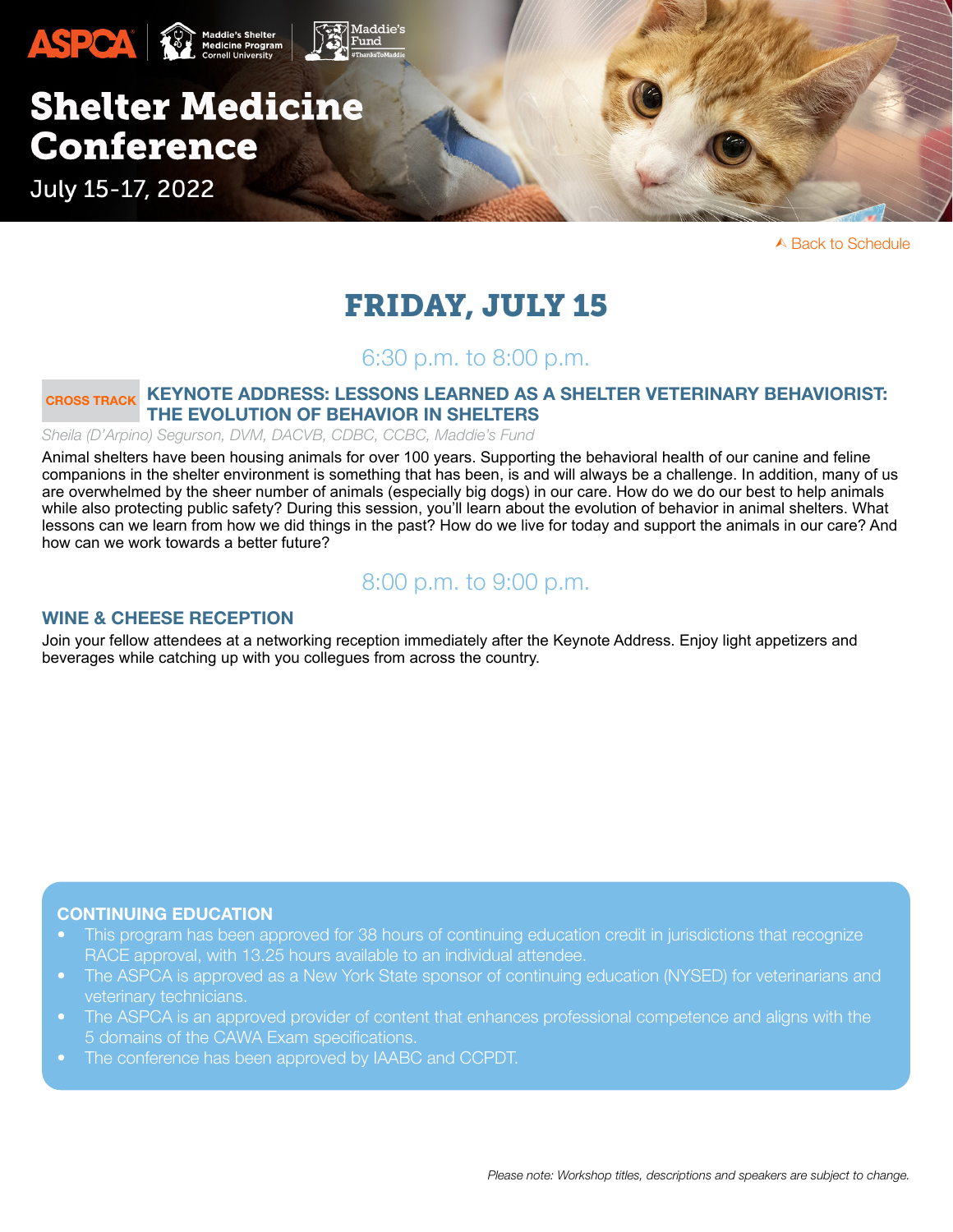# Shelter Medicine Conference

July 15-17, 2022

Back to Schedule

## FRIDAY, JULY 15

### 6:30 p.m. to 8:00 p.m.

CROSS TRACK **KEYNOTE ADDRESS: LESSONS LEARNED AS A SHELTER VETERINARY BEHAVIORIST: THE EVOLUTION OF BEHAVIOR IN SHELTERS**

*Sheila (D'Arpino) Segurson, DVM, DACVB, CDBC, CCBC, Maddie's Fund*

Animal shelters have been housing animals for over 100 years. Supporting the behavioral health of our canine and feline companions in the shelter environment is something that has been, is and will always be a challenge. In addition, many of us are overwhelmed by the sheer number of animals (especially big dogs) in our care. How do we do our best to help animals while also protecting public safety? During this session, you'll learn about the evolution of behavior in animal shelters. What lessons can we learn from how we did things in the past? How do we live for today and support the animals in our care? And how can we work towards a better future?

### 8:00 p.m. to 9:00 p.m.

**WINE & CHEESE RECEPTION**

Join your fellow attendees at a networking reception immediately after the Keynote Address. Enjoy light appetizers and beverages while catching up with you collegues from across the country.

**CONTINUING EDUCATION**

- This program has been approved for 38 hours of continuing education credit in jurisdictions that recognize RACE approval, with 13.25 hours available to an individual attendee.
- The ASPCA is approved as a New York State sponsor of continuing education (NYSED) for veterinarians and veterinary technicians.
- The ASPCA is an approved provider of content that enhances professional competence and aligns with the 5 domains of the CAWA Exam specifications.
- The conference has been approved by IAABC and CCPDT.

*Please note: Workshop titles, descriptions and speakers are subject to change.*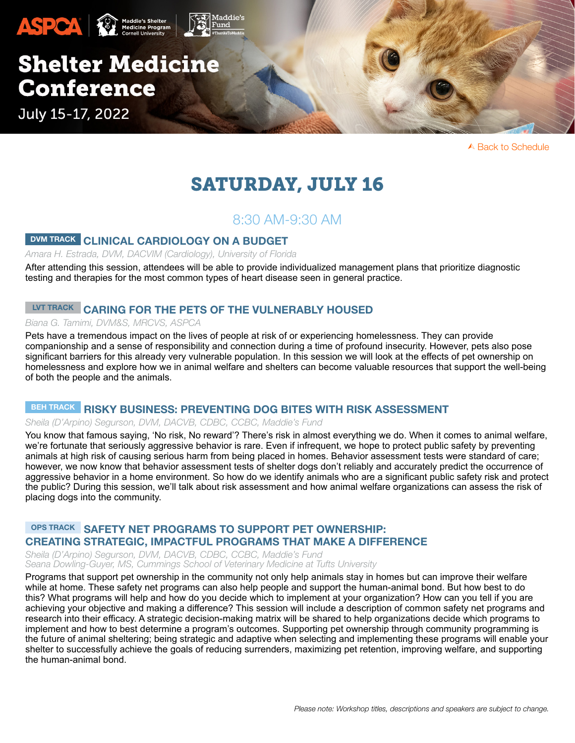# Shelter Medicine Conference

July 15-17, 2022

Back to Schedule

## SATURDAY, JULY 16

### 8:30 AM-9:30 AM

**DVM TRACK** **CLINICAL CARDIOLOGY ON A BUDGET**

*Amara H. Estrada, DVM, DACVIM (Cardiology), University of Florida*

After attending this session, attendees will be able to provide individualized management plans that prioritize diagnostic testing and therapies for the most common types of heart disease seen in general practice.

**LVT TRACK** **CARING FOR THE PETS OF THE VULNERABLY HOUSED**

*Biana G. Tamimi, DVM&S, MRCVS, ASPCA*

Pets have a tremendous impact on the lives of people at risk of or experiencing homelessness. They can provide companionship and a sense of responsibility and connection during a time of profound insecurity. However, pets also pose significant barriers for this already very vulnerable population. In this session we will look at the effects of pet ownership on homelessness and explore how we in animal welfare and shelters can become valuable resources that support the well-being of both the people and the animals.

**BEH TRACK** **RISKY BUSINESS: PREVENTING DOG BITES WITH RISK ASSESSMENT**

*Sheila (D'Arpino) Segurson, DVM, DACVB, CDBC, CCBC, Maddie's Fund*

You know that famous saying, 'No risk, No reward'? There's risk in almost everything we do. When it comes to animal welfare, we're fortunate that seriously aggressive behavior is rare. Even if infrequent, we hope to protect public safety by preventing animals at high risk of causing serious harm from being placed in homes. Behavior assessment tests were standard of care; however, we now know that behavior assessment tests of shelter dogs don't reliably and accurately predict the occurrence of aggressive behavior in a home environment. So how do we identify animals who are a significant public safety risk and protect the public? During this session, we'll talk about risk assessment and how animal welfare organizations can assess the risk of placing dogs into the community.

**OPS TRACK** **SAFETY NET PROGRAMS TO SUPPORT PET OWNERSHIP: CREATING STRATEGIC, IMPACTFUL PROGRAMS THAT MAKE A DIFFERENCE**

*Sheila (D'Arpino) Segurson, DVM, DACVB, CDBC, CCBC, Maddie's Fund*
*Seana Dowling-Guyer, MS, Cummings School of Veterinary Medicine at Tufts University*

Programs that support pet ownership in the community not only help animals stay in homes but can improve their welfare while at home. These safety net programs can also help people and support the human-animal bond. But how best to do this? What programs will help and how do you decide which to implement at your organization? How can you tell if you are achieving your objective and making a difference? This session will include a description of common safety net programs and research into their efficacy. A strategic decision-making matrix will be shared to help organizations decide which programs to implement and how to best determine a program's outcomes. Supporting pet ownership through community programming is the future of animal sheltering; being strategic and adaptive when selecting and implementing these programs will enable your shelter to successfully achieve the goals of reducing surrenders, maximizing pet retention, improving welfare, and supporting the human-animal bond.

*Please note: Workshop titles, descriptions and speakers are subject to change.*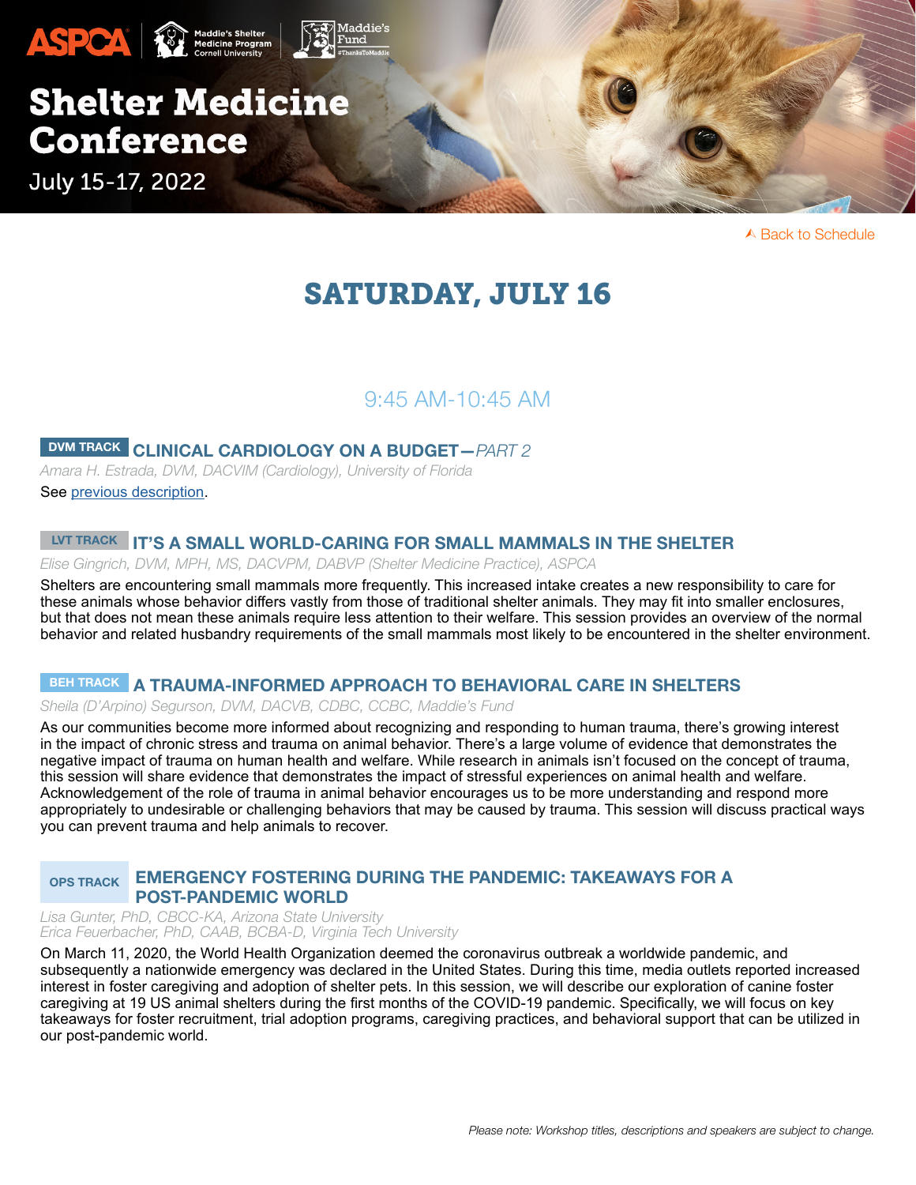ASPCA | Maddie's Shelter Medicine Program Cornell University | Maddie's Fund #ThanksToMaddie

# Shelter Medicine Conference

July 15-17, 2022

Back to Schedule

## SATURDAY, JULY 16

### 9:45 AM-10:45 AM

**DVM TRACK** **CLINICAL CARDIOLOGY ON A BUDGET—*PART 2***

*Amara H. Estrada, DVM, DACVIM (Cardiology), University of Florida*

See previous description.

**LVT TRACK** **IT'S A SMALL WORLD-CARING FOR SMALL MAMMALS IN THE SHELTER**

*Elise Gingrich, DVM, MPH, MS, DACVPM, DABVP (Shelter Medicine Practice), ASPCA*

Shelters are encountering small mammals more frequently. This increased intake creates a new responsibility to care for these animals whose behavior differs vastly from those of traditional shelter animals. They may fit into smaller enclosures, but that does not mean these animals require less attention to their welfare. This session provides an overview of the normal behavior and related husbandry requirements of the small mammals most likely to be encountered in the shelter environment.

**BEH TRACK** **A TRAUMA-INFORMED APPROACH TO BEHAVIORAL CARE IN SHELTERS**

*Sheila (D'Arpino) Segurson, DVM, DACVB, CDBC, CCBC, Maddie's Fund*

As our communities become more informed about recognizing and responding to human trauma, there's growing interest in the impact of chronic stress and trauma on animal behavior. There's a large volume of evidence that demonstrates the negative impact of trauma on human health and welfare. While research in animals isn't focused on the concept of trauma, this session will share evidence that demonstrates the impact of stressful experiences on animal health and welfare. Acknowledgement of the role of trauma in animal behavior encourages us to be more understanding and respond more appropriately to undesirable or challenging behaviors that may be caused by trauma. This session will discuss practical ways you can prevent trauma and help animals to recover.

**OPS TRACK** **EMERGENCY FOSTERING DURING THE PANDEMIC: TAKEAWAYS FOR A POST-PANDEMIC WORLD**

*Lisa Gunter, PhD, CBCC-KA, Arizona State University*
*Erica Feuerbacher, PhD, CAAB, BCBA-D, Virginia Tech University*

On March 11, 2020, the World Health Organization deemed the coronavirus outbreak a worldwide pandemic, and subsequently a nationwide emergency was declared in the United States. During this time, media outlets reported increased interest in foster caregiving and adoption of shelter pets. In this session, we will describe our exploration of canine foster caregiving at 19 US animal shelters during the first months of the COVID-19 pandemic. Specifically, we will focus on key takeaways for foster recruitment, trial adoption programs, caregiving practices, and behavioral support that can be utilized in our post-pandemic world.

*Please note: Workshop titles, descriptions and speakers are subject to change.*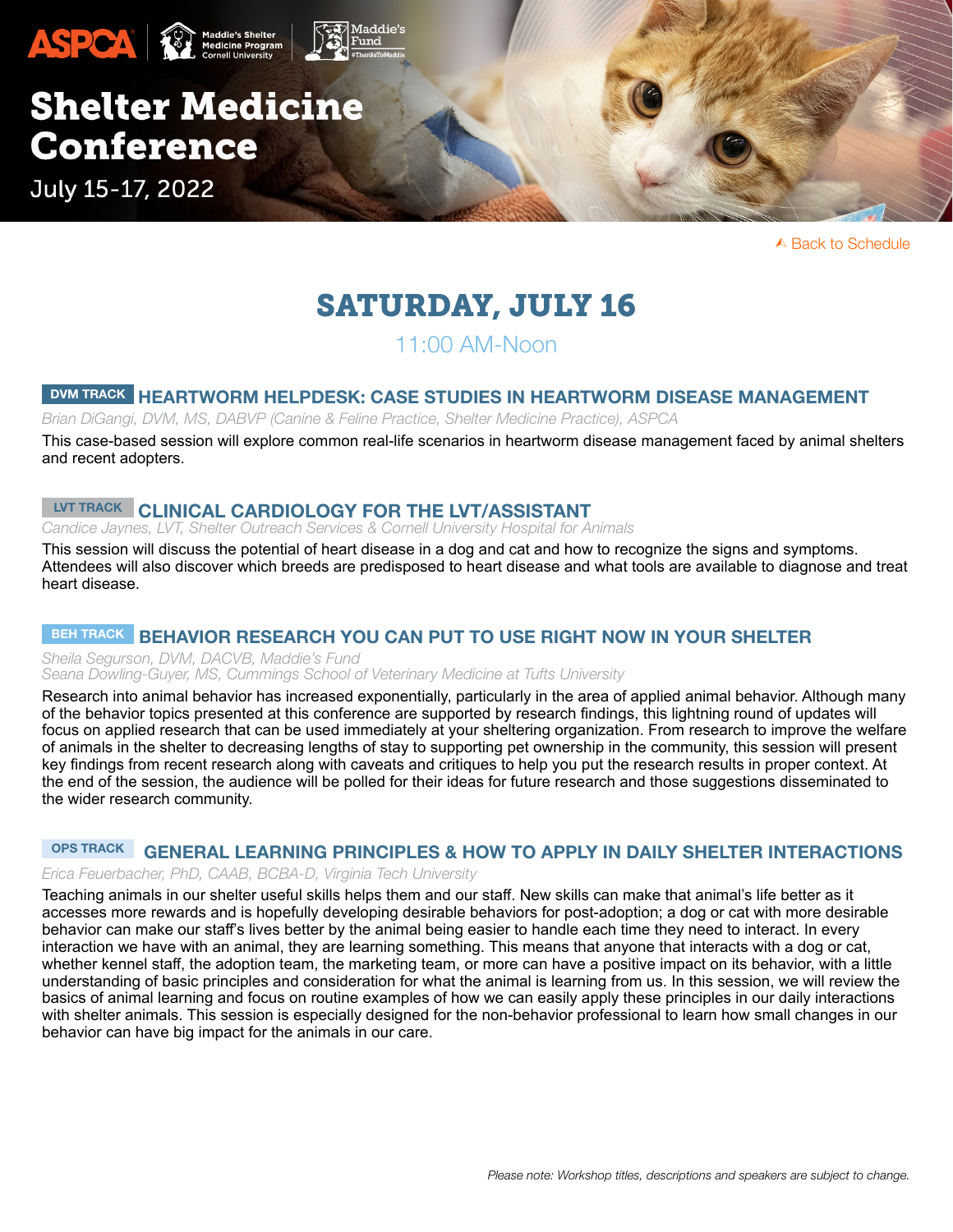# Shelter Medicine Conference

July 15-17, 2022

Back to Schedule

## SATURDAY, JULY 16

11:00 AM-Noon

### DVM TRACK HEARTWORM HELPDESK: CASE STUDIES IN HEARTWORM DISEASE MANAGEMENT

*Brian DiGangi, DVM, MS, DABVP (Canine & Feline Practice, Shelter Medicine Practice), ASPCA*

This case-based session will explore common real-life scenarios in heartworm disease management faced by animal shelters and recent adopters.

### LVT TRACK CLINICAL CARDIOLOGY FOR THE LVT/ASSISTANT

*Candice Jaynes, LVT, Shelter Outreach Services & Cornell University Hospital for Animals*

This session will discuss the potential of heart disease in a dog and cat and how to recognize the signs and symptoms. Attendees will also discover which breeds are predisposed to heart disease and what tools are available to diagnose and treat heart disease.

### BEH TRACK BEHAVIOR RESEARCH YOU CAN PUT TO USE RIGHT NOW IN YOUR SHELTER

*Sheila Segurson, DVM, DACVB, Maddie's Fund*
*Seana Dowling-Guyer, MS, Cummings School of Veterinary Medicine at Tufts University*

Research into animal behavior has increased exponentially, particularly in the area of applied animal behavior. Although many of the behavior topics presented at this conference are supported by research findings, this lightning round of updates will focus on applied research that can be used immediately at your sheltering organization. From research to improve the welfare of animals in the shelter to decreasing lengths of stay to supporting pet ownership in the community, this session will present key findings from recent research along with caveats and critiques to help you put the research results in proper context. At the end of the session, the audience will be polled for their ideas for future research and those suggestions disseminated to the wider research community.

### OPS TRACK GENERAL LEARNING PRINCIPLES & HOW TO APPLY IN DAILY SHELTER INTERACTIONS

*Erica Feuerbacher, PhD, CAAB, BCBA-D, Virginia Tech University*

Teaching animals in our shelter useful skills helps them and our staff. New skills can make that animal's life better as it accesses more rewards and is hopefully developing desirable behaviors for post-adoption; a dog or cat with more desirable behavior can make our staff's lives better by the animal being easier to handle each time they need to interact. In every interaction we have with an animal, they are learning something. This means that anyone that interacts with a dog or cat, whether kennel staff, the adoption team, the marketing team, or more can have a positive impact on its behavior, with a little understanding of basic principles and consideration for what the animal is learning from us. In this session, we will review the basics of animal learning and focus on routine examples of how we can easily apply these principles in our daily interactions with shelter animals. This session is especially designed for the non-behavior professional to learn how small changes in our behavior can have big impact for the animals in our care.

*Please note: Workshop titles, descriptions and speakers are subject to change.*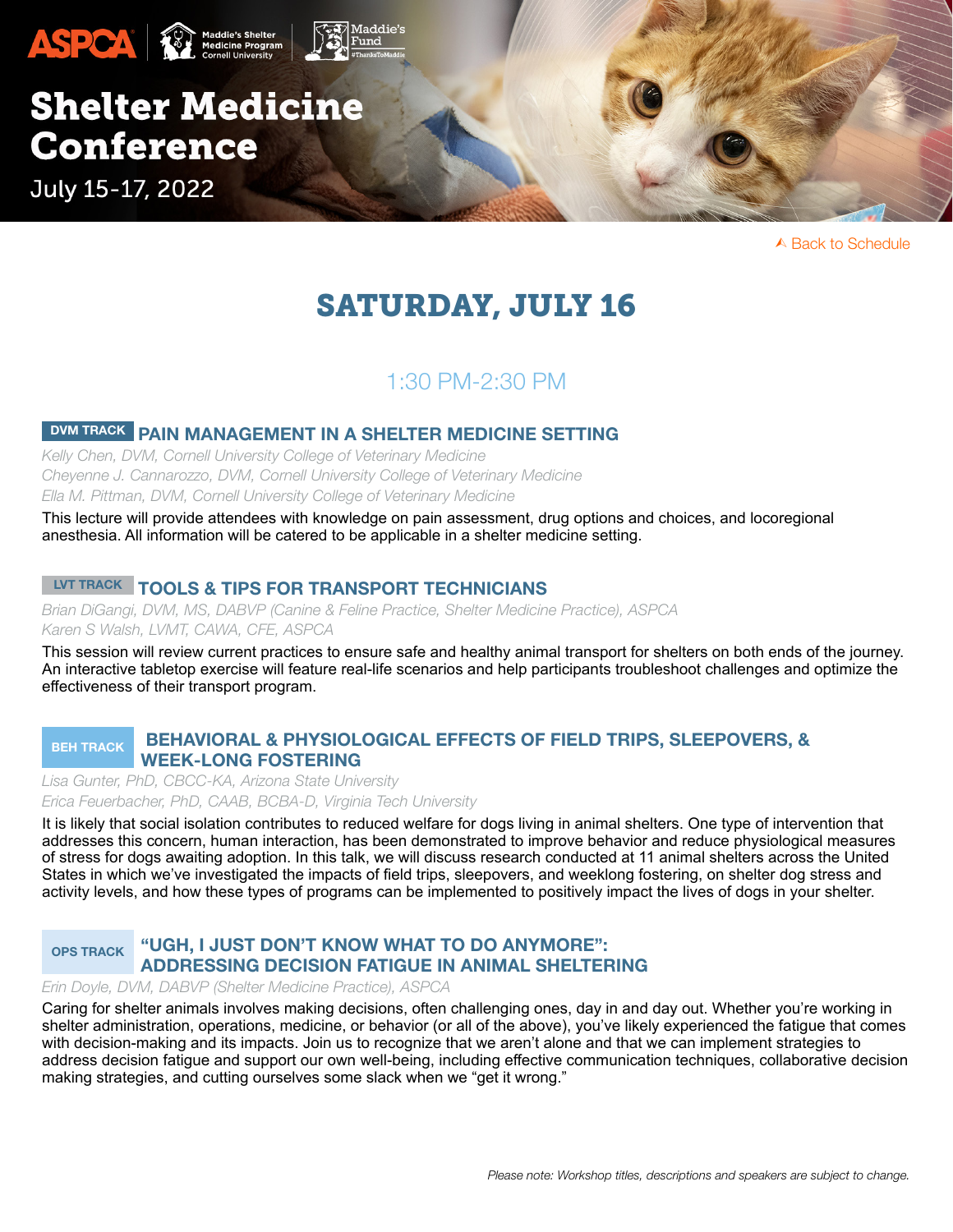# Shelter Medicine Conference

July 15-17, 2022

Back to Schedule

## SATURDAY, JULY 16

### 1:30 PM-2:30 PM

**DVM TRACK** **PAIN MANAGEMENT IN A SHELTER MEDICINE SETTING**

*Kelly Chen, DVM, Cornell University College of Veterinary Medicine*
*Cheyenne J. Cannarozzo, DVM, Cornell University College of Veterinary Medicine*
*Ella M. Pittman, DVM, Cornell University College of Veterinary Medicine*

This lecture will provide attendees with knowledge on pain assessment, drug options and choices, and locoregional anesthesia. All information will be catered to be applicable in a shelter medicine setting.

**LVT TRACK** **TOOLS & TIPS FOR TRANSPORT TECHNICIANS**

*Brian DiGangi, DVM, MS, DABVP (Canine & Feline Practice, Shelter Medicine Practice), ASPCA*
*Karen S Walsh, LVMT, CAWA, CFE, ASPCA*

This session will review current practices to ensure safe and healthy animal transport for shelters on both ends of the journey. An interactive tabletop exercise will feature real-life scenarios and help participants troubleshoot challenges and optimize the effectiveness of their transport program.

**BEH TRACK** **BEHAVIORAL & PHYSIOLOGICAL EFFECTS OF FIELD TRIPS, SLEEPOVERS, & WEEK-LONG FOSTERING**

*Lisa Gunter, PhD, CBCC-KA, Arizona State University*
*Erica Feuerbacher, PhD, CAAB, BCBA-D, Virginia Tech University*

It is likely that social isolation contributes to reduced welfare for dogs living in animal shelters. One type of intervention that addresses this concern, human interaction, has been demonstrated to improve behavior and reduce physiological measures of stress for dogs awaiting adoption. In this talk, we will discuss research conducted at 11 animal shelters across the United States in which we've investigated the impacts of field trips, sleepovers, and weeklong fostering, on shelter dog stress and activity levels, and how these types of programs can be implemented to positively impact the lives of dogs in your shelter.

**OPS TRACK** **"UGH, I JUST DON'T KNOW WHAT TO DO ANYMORE": ADDRESSING DECISION FATIGUE IN ANIMAL SHELTERING**

*Erin Doyle, DVM, DABVP (Shelter Medicine Practice), ASPCA*

Caring for shelter animals involves making decisions, often challenging ones, day in and day out. Whether you're working in shelter administration, operations, medicine, or behavior (or all of the above), you've likely experienced the fatigue that comes with decision-making and its impacts. Join us to recognize that we aren't alone and that we can implement strategies to address decision fatigue and support our own well-being, including effective communication techniques, collaborative decision making strategies, and cutting ourselves some slack when we "get it wrong."

*Please note: Workshop titles, descriptions and speakers are subject to change.*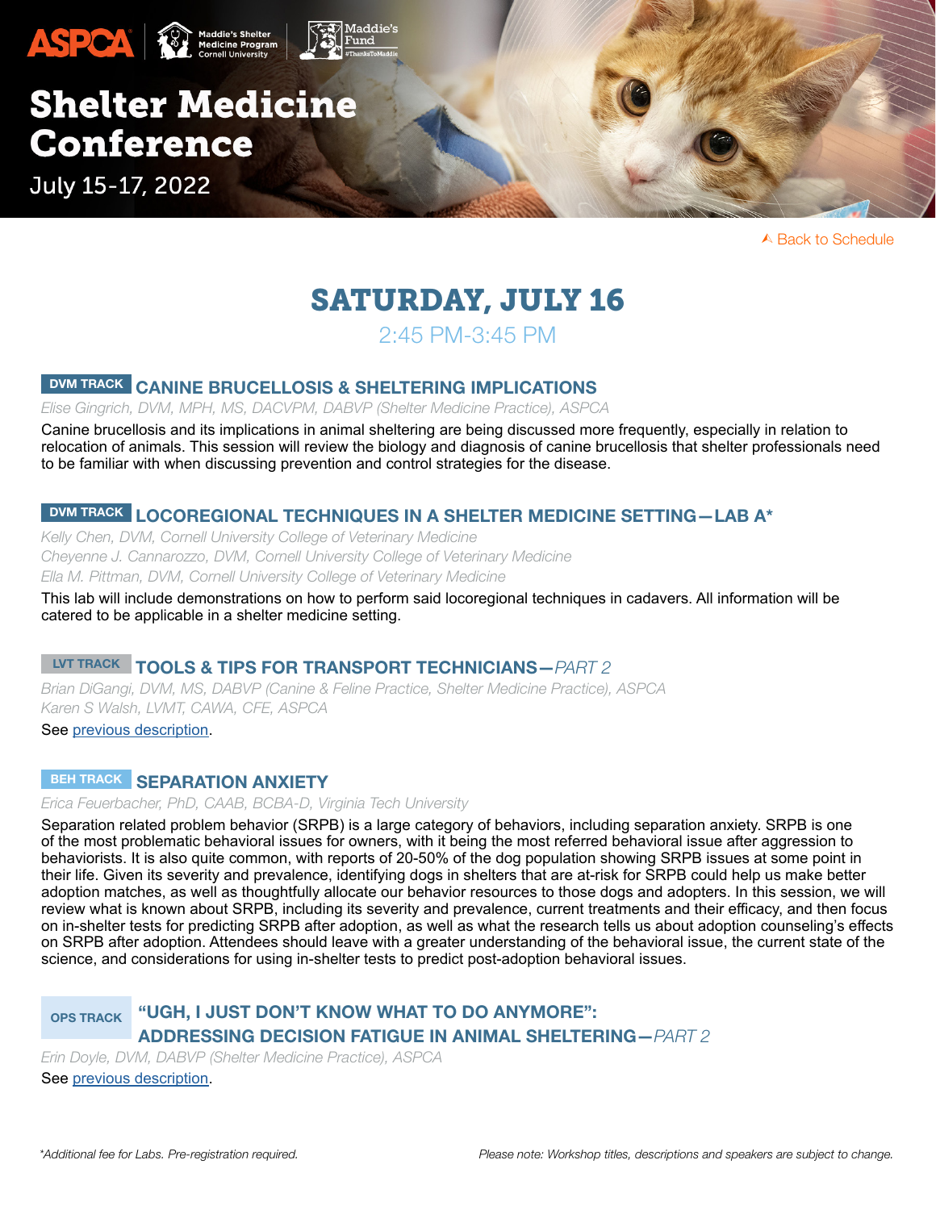# Shelter Medicine Conference

July 15-17, 2022

Back to Schedule

## SATURDAY, JULY 16

2:45 PM-3:45 PM

### DVM TRACK CANINE BRUCELLOSIS & SHELTERING IMPLICATIONS

*Elise Gingrich, DVM, MPH, MS, DACVPM, DABVP (Shelter Medicine Practice), ASPCA*

Canine brucellosis and its implications in animal sheltering are being discussed more frequently, especially in relation to relocation of animals. This session will review the biology and diagnosis of canine brucellosis that shelter professionals need to be familiar with when discussing prevention and control strategies for the disease.

### DVM TRACK LOCOREGIONAL TECHNIQUES IN A SHELTER MEDICINE SETTING—LAB A*

*Kelly Chen, DVM, Cornell University College of Veterinary Medicine*
*Cheyenne J. Cannarozzo, DVM, Cornell University College of Veterinary Medicine*
*Ella M. Pittman, DVM, Cornell University College of Veterinary Medicine*

This lab will include demonstrations on how to perform said locoregional techniques in cadavers. All information will be catered to be applicable in a shelter medicine setting.

### LVT TRACK TOOLS & TIPS FOR TRANSPORT TECHNICIANS—*PART 2*

*Brian DiGangi, DVM, MS, DABVP (Canine & Feline Practice, Shelter Medicine Practice), ASPCA*
*Karen S Walsh, LVMT, CAWA, CFE, ASPCA*

See previous description.

### BEH TRACK SEPARATION ANXIETY

*Erica Feuerbacher, PhD, CAAB, BCBA-D, Virginia Tech University*

Separation related problem behavior (SRPB) is a large category of behaviors, including separation anxiety. SRPB is one of the most problematic behavioral issues for owners, with it being the most referred behavioral issue after aggression to behaviorists. It is also quite common, with reports of 20-50% of the dog population showing SRPB issues at some point in their life. Given its severity and prevalence, identifying dogs in shelters that are at-risk for SRPB could help us make better adoption matches, as well as thoughtfully allocate our behavior resources to those dogs and adopters. In this session, we will review what is known about SRPB, including its severity and prevalence, current treatments and their efficacy, and then focus on in-shelter tests for predicting SRPB after adoption, as well as what the research tells us about adoption counseling's effects on SRPB after adoption. Attendees should leave with a greater understanding of the behavioral issue, the current state of the science, and considerations for using in-shelter tests to predict post-adoption behavioral issues.

### OPS TRACK "UGH, I JUST DON'T KNOW WHAT TO DO ANYMORE": ADDRESSING DECISION FATIGUE IN ANIMAL SHELTERING—*PART 2*

*Erin Doyle, DVM, DABVP (Shelter Medicine Practice), ASPCA*

See previous description.

*\*Additional fee for Labs. Pre-registration required.*

*Please note: Workshop titles, descriptions and speakers are subject to change.*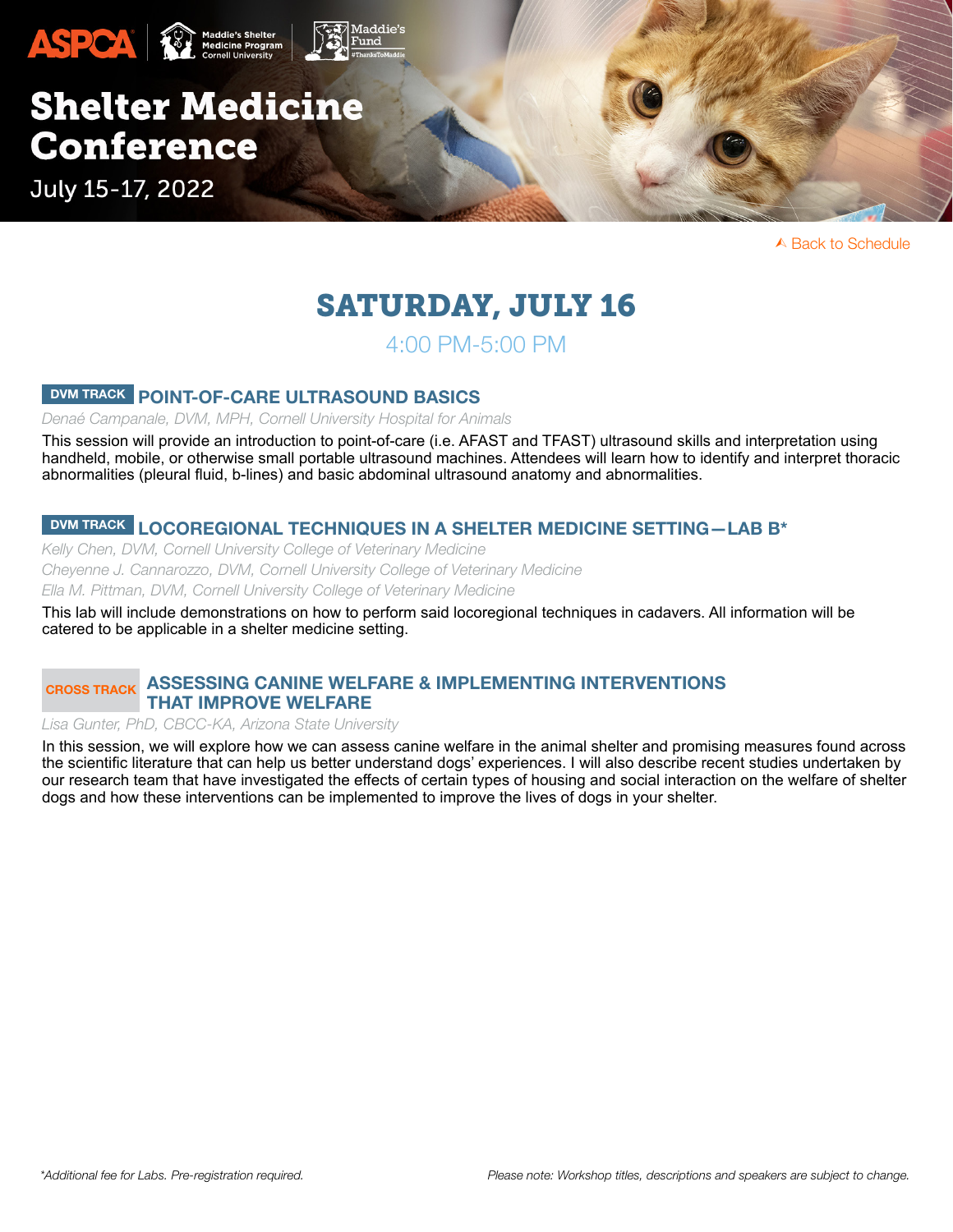# Shelter Medicine Conference

July 15-17, 2022

Back to Schedule

## SATURDAY, JULY 16

4:00 PM-5:00 PM

### DVM TRACK POINT-OF-CARE ULTRASOUND BASICS

*Denaé Campanale, DVM, MPH, Cornell University Hospital for Animals*

This session will provide an introduction to point-of-care (i.e. AFAST and TFAST) ultrasound skills and interpretation using handheld, mobile, or otherwise small portable ultrasound machines. Attendees will learn how to identify and interpret thoracic abnormalities (pleural fluid, b-lines) and basic abdominal ultrasound anatomy and abnormalities.

### DVM TRACK LOCOREGIONAL TECHNIQUES IN A SHELTER MEDICINE SETTING—LAB B*

*Kelly Chen, DVM, Cornell University College of Veterinary Medicine*
*Cheyenne J. Cannarozzo, DVM, Cornell University College of Veterinary Medicine*
*Ella M. Pittman, DVM, Cornell University College of Veterinary Medicine*

This lab will include demonstrations on how to perform said locoregional techniques in cadavers. All information will be catered to be applicable in a shelter medicine setting.

### CROSS TRACK ASSESSING CANINE WELFARE & IMPLEMENTING INTERVENTIONS THAT IMPROVE WELFARE

*Lisa Gunter, PhD, CBCC-KA, Arizona State University*

In this session, we will explore how we can assess canine welfare in the animal shelter and promising measures found across the scientific literature that can help us better understand dogs' experiences. I will also describe recent studies undertaken by our research team that have investigated the effects of certain types of housing and social interaction on the welfare of shelter dogs and how these interventions can be implemented to improve the lives of dogs in your shelter.

*Additional fee for Labs. Pre-registration required.*

*Please note: Workshop titles, descriptions and speakers are subject to change.*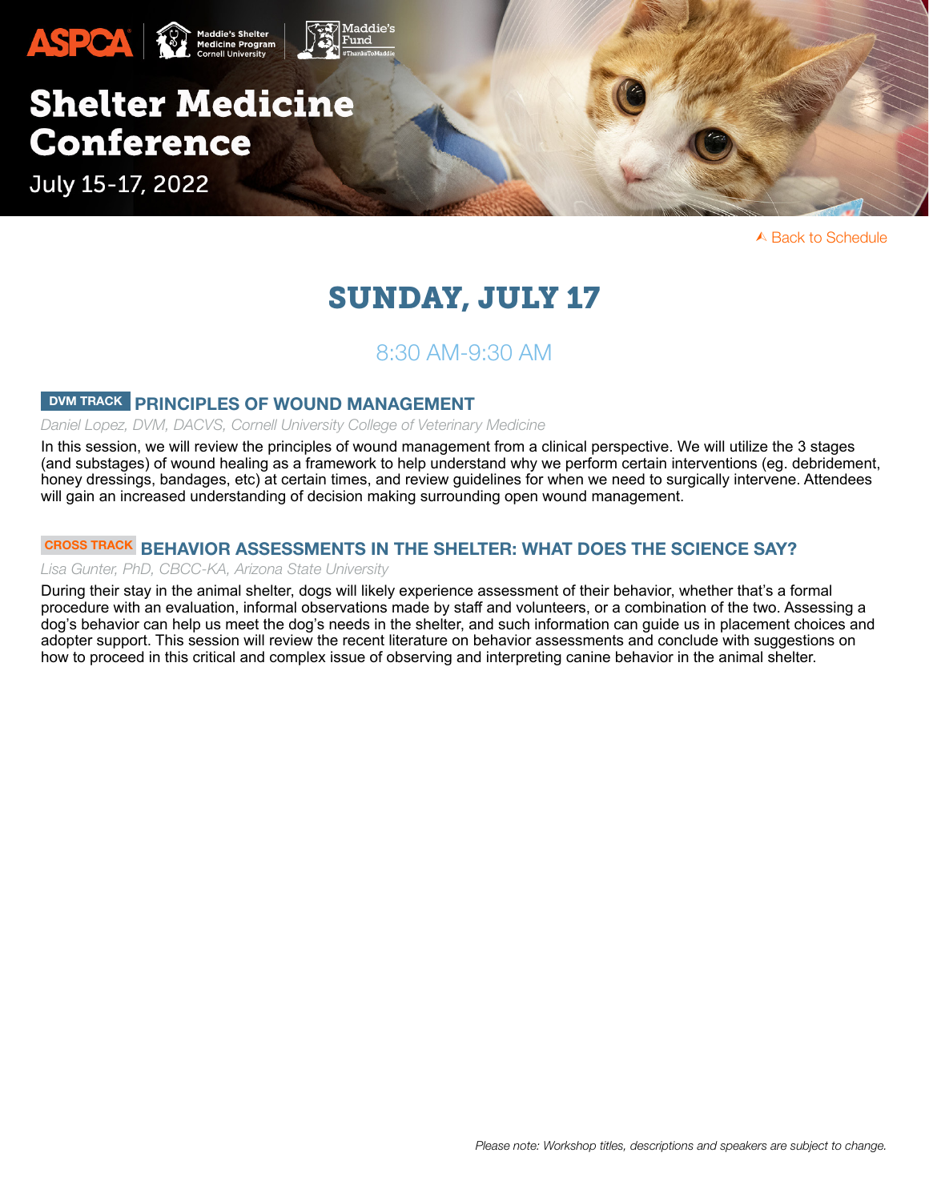# Shelter Medicine Conference

July 15-17, 2022

Back to Schedule

## SUNDAY, JULY 17

### 8:30 AM-9:30 AM

#### DVM TRACK PRINCIPLES OF WOUND MANAGEMENT

*Daniel Lopez, DVM, DACVS, Cornell University College of Veterinary Medicine*

In this session, we will review the principles of wound management from a clinical perspective. We will utilize the 3 stages (and substages) of wound healing as a framework to help understand why we perform certain interventions (eg. debridement, honey dressings, bandages, etc) at certain times, and review guidelines for when we need to surgically intervene. Attendees will gain an increased understanding of decision making surrounding open wound management.

#### CROSS TRACK BEHAVIOR ASSESSMENTS IN THE SHELTER: WHAT DOES THE SCIENCE SAY?

*Lisa Gunter, PhD, CBCC-KA, Arizona State University*

During their stay in the animal shelter, dogs will likely experience assessment of their behavior, whether that's a formal procedure with an evaluation, informal observations made by staff and volunteers, or a combination of the two. Assessing a dog's behavior can help us meet the dog's needs in the shelter, and such information can guide us in placement choices and adopter support. This session will review the recent literature on behavior assessments and conclude with suggestions on how to proceed in this critical and complex issue of observing and interpreting canine behavior in the animal shelter.

*Please note: Workshop titles, descriptions and speakers are subject to change.*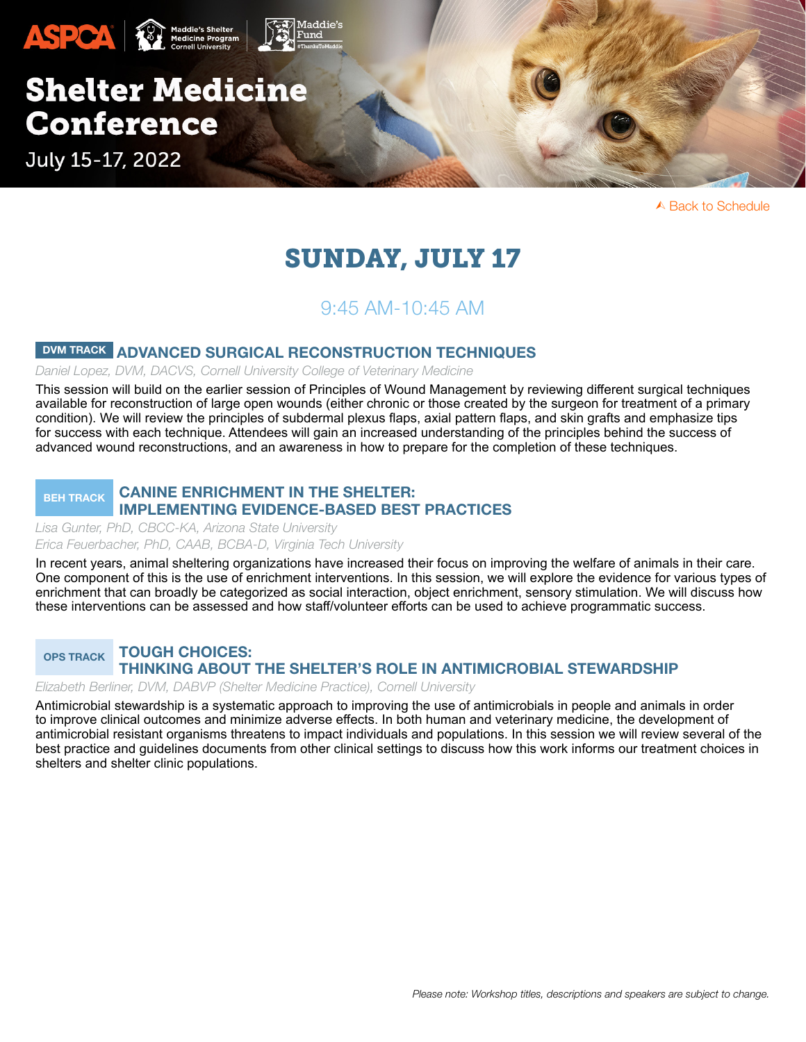# Shelter Medicine Conference

July 15-17, 2022

Back to Schedule

## SUNDAY, JULY 17

### 9:45 AM-10:45 AM

**DVM TRACK** **ADVANCED SURGICAL RECONSTRUCTION TECHNIQUES**

*Daniel Lopez, DVM, DACVS, Cornell University College of Veterinary Medicine*

This session will build on the earlier session of Principles of Wound Management by reviewing different surgical techniques available for reconstruction of large open wounds (either chronic or those created by the surgeon for treatment of a primary condition). We will review the principles of subdermal plexus flaps, axial pattern flaps, and skin grafts and emphasize tips for success with each technique. Attendees will gain an increased understanding of the principles behind the success of advanced wound reconstructions, and an awareness in how to prepare for the completion of these techniques.

**BEH TRACK** **CANINE ENRICHMENT IN THE SHELTER: IMPLEMENTING EVIDENCE-BASED BEST PRACTICES**

*Lisa Gunter, PhD, CBCC-KA, Arizona State University*
*Erica Feuerbacher, PhD, CAAB, BCBA-D, Virginia Tech University*

In recent years, animal sheltering organizations have increased their focus on improving the welfare of animals in their care. One component of this is the use of enrichment interventions. In this session, we will explore the evidence for various types of enrichment that can broadly be categorized as social interaction, object enrichment, sensory stimulation. We will discuss how these interventions can be assessed and how staff/volunteer efforts can be used to achieve programmatic success.

**OPS TRACK** **TOUGH CHOICES: THINKING ABOUT THE SHELTER'S ROLE IN ANTIMICROBIAL STEWARDSHIP**

*Elizabeth Berliner, DVM, DABVP (Shelter Medicine Practice), Cornell University*

Antimicrobial stewardship is a systematic approach to improving the use of antimicrobials in people and animals in order to improve clinical outcomes and minimize adverse effects. In both human and veterinary medicine, the development of antimicrobial resistant organisms threatens to impact individuals and populations. In this session we will review several of the best practice and guidelines documents from other clinical settings to discuss how this work informs our treatment choices in shelters and shelter clinic populations.

*Please note: Workshop titles, descriptions and speakers are subject to change.*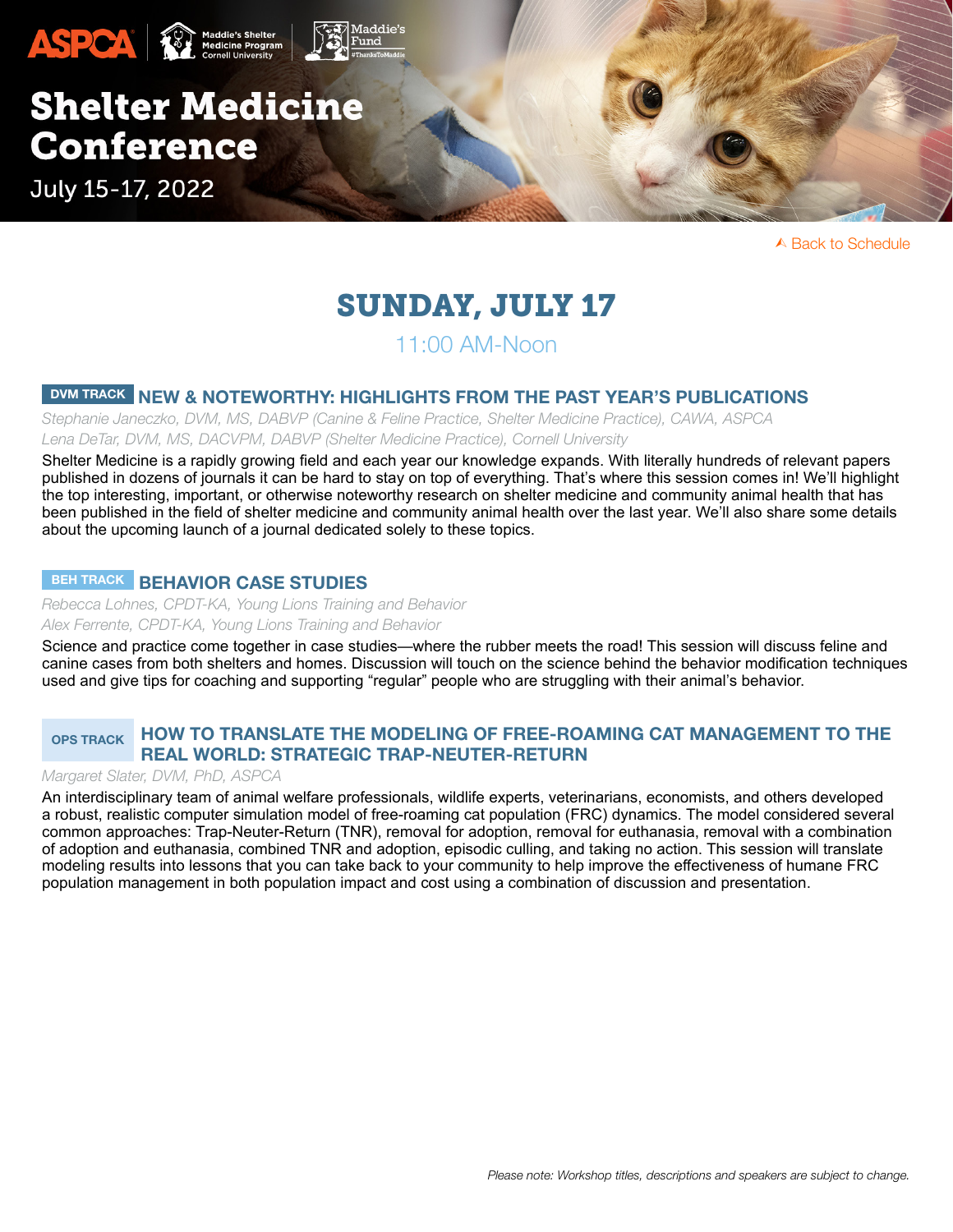# Shelter Medicine Conference

July 15-17, 2022

Back to Schedule

## SUNDAY, JULY 17

11:00 AM-Noon

### DVM TRACK NEW & NOTEWORTHY: HIGHLIGHTS FROM THE PAST YEAR'S PUBLICATIONS

*Stephanie Janeczko, DVM, MS, DABVP (Canine & Feline Practice, Shelter Medicine Practice), CAWA, ASPCA*
*Lena DeTar, DVM, MS, DACVPM, DABVP (Shelter Medicine Practice), Cornell University*

Shelter Medicine is a rapidly growing field and each year our knowledge expands. With literally hundreds of relevant papers published in dozens of journals it can be hard to stay on top of everything. That's where this session comes in! We'll highlight the top interesting, important, or otherwise noteworthy research on shelter medicine and community animal health that has been published in the field of shelter medicine and community animal health over the last year. We'll also share some details about the upcoming launch of a journal dedicated solely to these topics.

### BEH TRACK BEHAVIOR CASE STUDIES

*Rebecca Lohnes, CPDT-KA, Young Lions Training and Behavior*
*Alex Ferrente, CPDT-KA, Young Lions Training and Behavior*

Science and practice come together in case studies—where the rubber meets the road! This session will discuss feline and canine cases from both shelters and homes. Discussion will touch on the science behind the behavior modification techniques used and give tips for coaching and supporting "regular" people who are struggling with their animal's behavior.

### OPS TRACK HOW TO TRANSLATE THE MODELING OF FREE-ROAMING CAT MANAGEMENT TO THE REAL WORLD: STRATEGIC TRAP-NEUTER-RETURN

*Margaret Slater, DVM, PhD, ASPCA*

An interdisciplinary team of animal welfare professionals, wildlife experts, veterinarians, economists, and others developed a robust, realistic computer simulation model of free-roaming cat population (FRC) dynamics. The model considered several common approaches: Trap-Neuter-Return (TNR), removal for adoption, removal for euthanasia, removal with a combination of adoption and euthanasia, combined TNR and adoption, episodic culling, and taking no action. This session will translate modeling results into lessons that you can take back to your community to help improve the effectiveness of humane FRC population management in both population impact and cost using a combination of discussion and presentation.

*Please note: Workshop titles, descriptions and speakers are subject to change.*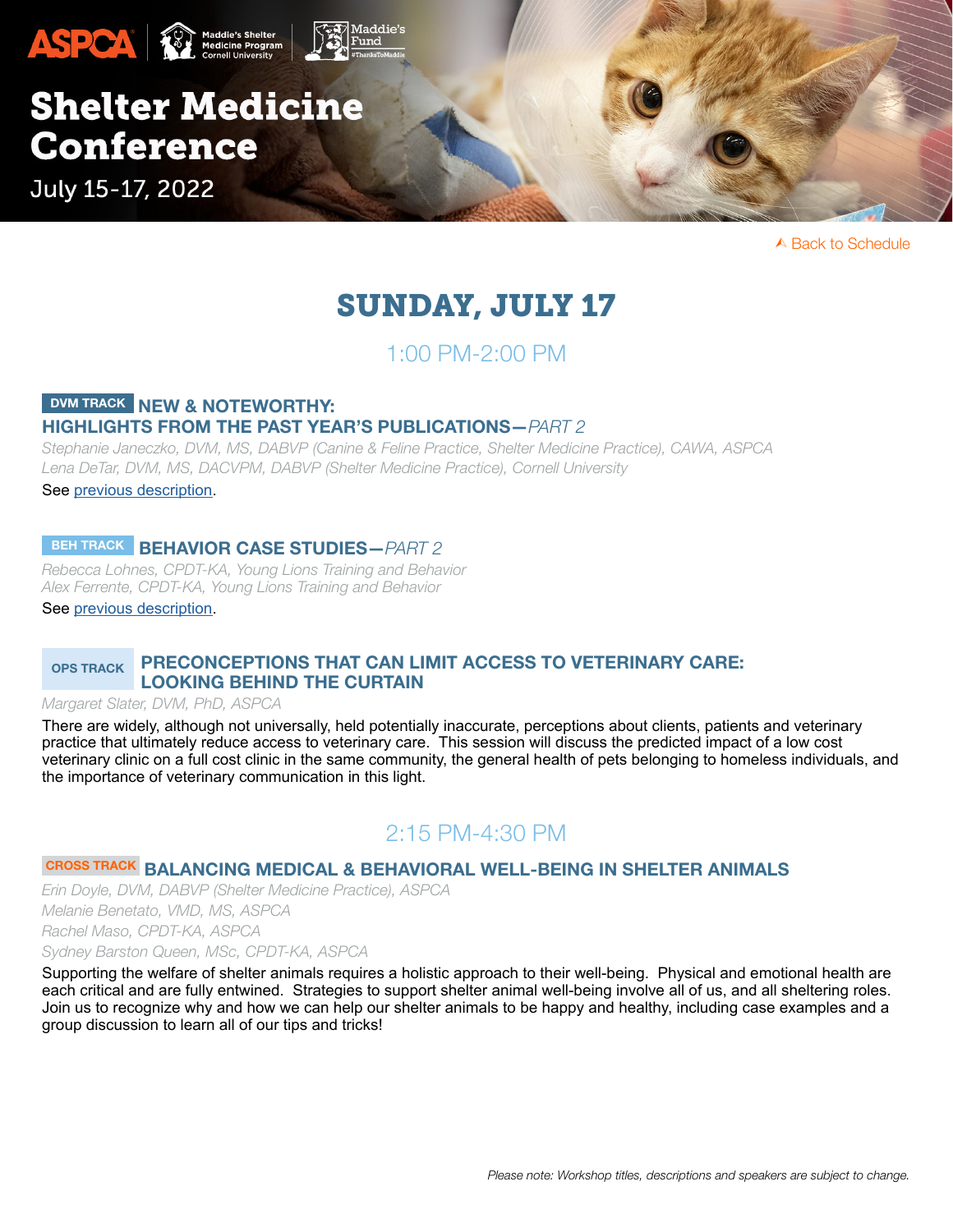# Shelter Medicine Conference

July 15-17, 2022

Back to Schedule

## SUNDAY, JULY 17

### 1:00 PM-2:00 PM

**DVM TRACK** **NEW & NOTEWORTHY: HIGHLIGHTS FROM THE PAST YEAR'S PUBLICATIONS—*PART 2***

*Stephanie Janeczko, DVM, MS, DABVP (Canine & Feline Practice, Shelter Medicine Practice), CAWA, ASPCA*
*Lena DeTar, DVM, MS, DACVPM, DABVP (Shelter Medicine Practice), Cornell University*

See previous description.

**BEH TRACK** **BEHAVIOR CASE STUDIES—*PART 2***

*Rebecca Lohnes, CPDT-KA, Young Lions Training and Behavior*
*Alex Ferrente, CPDT-KA, Young Lions Training and Behavior*

See previous description.

**OPS TRACK** **PRECONCEPTIONS THAT CAN LIMIT ACCESS TO VETERINARY CARE: LOOKING BEHIND THE CURTAIN**

*Margaret Slater, DVM, PhD, ASPCA*

There are widely, although not universally, held potentially inaccurate, perceptions about clients, patients and veterinary practice that ultimately reduce access to veterinary care. This session will discuss the predicted impact of a low cost veterinary clinic on a full cost clinic in the same community, the general health of pets belonging to homeless individuals, and the importance of veterinary communication in this light.

### 2:15 PM-4:30 PM

**CROSS TRACK** **BALANCING MEDICAL & BEHAVIORAL WELL-BEING IN SHELTER ANIMALS**

*Erin Doyle, DVM, DABVP (Shelter Medicine Practice), ASPCA*
*Melanie Benetato, VMD, MS, ASPCA*
*Rachel Maso, CPDT-KA, ASPCA*
*Sydney Barston Queen, MSc, CPDT-KA, ASPCA*

Supporting the welfare of shelter animals requires a holistic approach to their well-being. Physical and emotional health are each critical and are fully entwined. Strategies to support shelter animal well-being involve all of us, and all sheltering roles. Join us to recognize why and how we can help our shelter animals to be happy and healthy, including case examples and a group discussion to learn all of our tips and tricks!

*Please note: Workshop titles, descriptions and speakers are subject to change.*